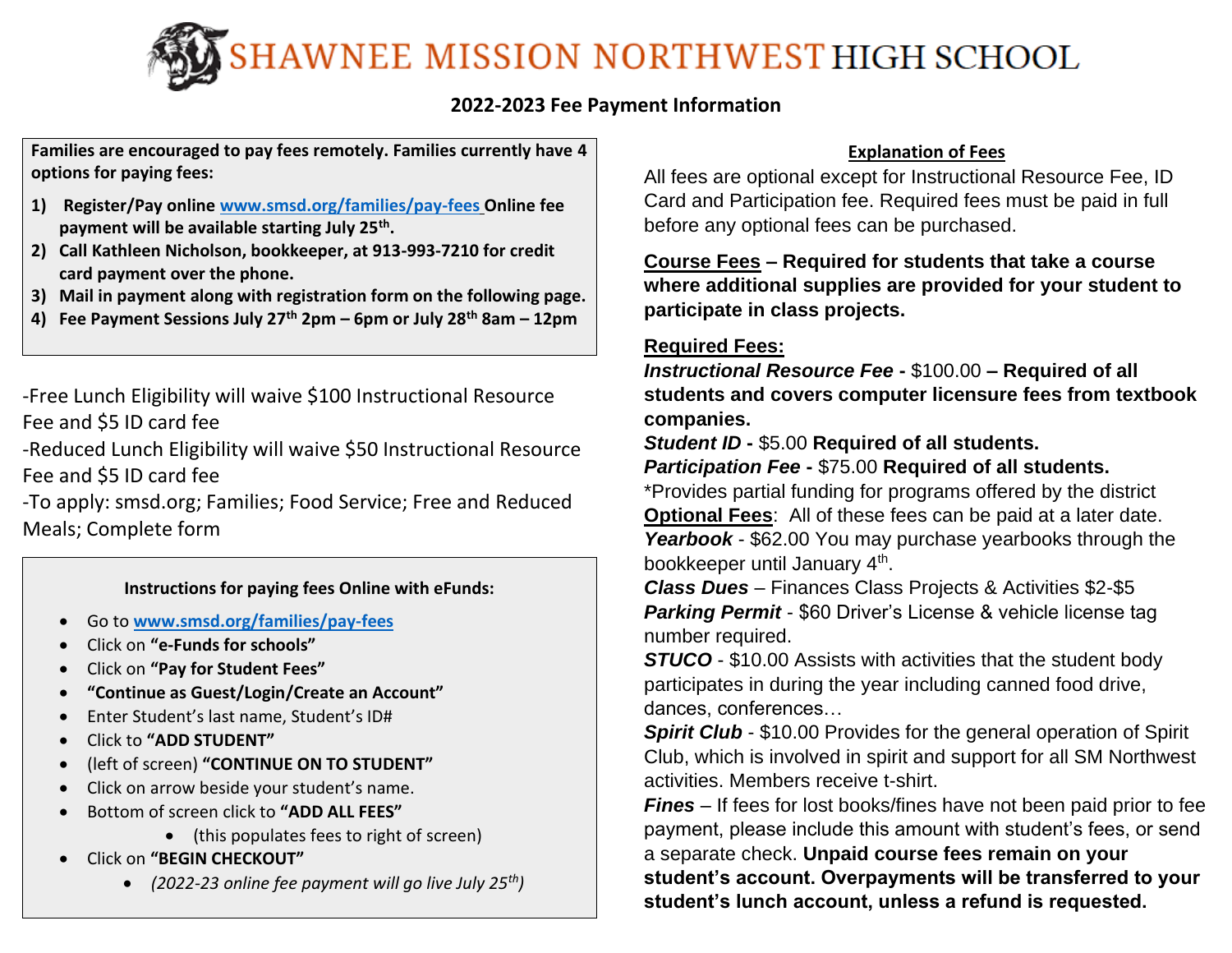# SHAWNEE MISSION NORTHWEST HIGH SCHOOL

## 2022-2023 Fee Payment Information

**Families are encouraged to pay fees remotely. Families currently have 4 options for paying fees:**

1) **Register/Pay online [www.smsd.org/families/pay-fees](www.smsd.org/families/pay-fees) Online fee payment will be available starting July 25th.**
2) **Call Kathleen Nicholson, bookkeeper, at 913-993-7210 for credit card payment over the phone.**
3) **Mail in payment along with registration form on the following page.**
4) **Fee Payment Sessions July 27th 2pm – 6pm or July 28th 8am – 12pm**

-Free Lunch Eligibility will waive $100 Instructional Resource Fee and $5 ID card fee

-Reduced Lunch Eligibility will waive $50 Instructional Resource Fee and $5 ID card fee

-To apply: smsd.org; Families; Food Service; Free and Reduced Meals; Complete form

**Instructions for paying fees Online with eFunds:**

- Go to [www.smsd.org/families/pay-fees](www.smsd.org/families/pay-fees)
- Click on **"e-Funds for schools"**
- Click on **"Pay for Student Fees"**
- **"Continue as Guest/Login/Create an Account"**
- Enter Student's last name, Student's ID#
- Click to **"ADD STUDENT"**
- (left of screen) **"CONTINUE ON TO STUDENT"**
- Click on arrow beside your student's name.
- Bottom of screen click to **"ADD ALL FEES"**
  - (this populates fees to right of screen)
- Click on **"BEGIN CHECKOUT"**
  - *(2022-23 online fee payment will go live July 25th)*

### Explanation of Fees

All fees are optional except for Instructional Resource Fee, ID Card and Participation fee. Required fees must be paid in full before any optional fees can be purchased.

**Course Fees – Required for students that take a course where additional supplies are provided for your student to participate in class projects.**

**Required Fees:**

***Instructional Resource Fee*** **-** $100.00 **– Required of all students and covers computer licensure fees from textbook companies.**

***Student ID*** **-** $5.00 **Required of all students.**

***Participation Fee*** **-** $75.00 **Required of all students.**

*Provides partial funding for programs offered by the district

**Optional Fees**: All of these fees can be paid at a later date.

***Yearbook*** - $62.00 You may purchase yearbooks through the bookkeeper until January 4th.

***Class Dues*** – Finances Class Projects & Activities $2-$5

***Parking Permit*** - $60 Driver's License & vehicle license tag number required.

***STUCO*** - $10.00 Assists with activities that the student body participates in during the year including canned food drive, dances, conferences…

***Spirit Club*** - $10.00 Provides for the general operation of Spirit Club, which is involved in spirit and support for all SM Northwest activities. Members receive t-shirt.

***Fines*** – If fees for lost books/fines have not been paid prior to fee payment, please include this amount with student's fees, or send a separate check. **Unpaid course fees remain on your student's account. Overpayments will be transferred to your student's lunch account, unless a refund is requested.**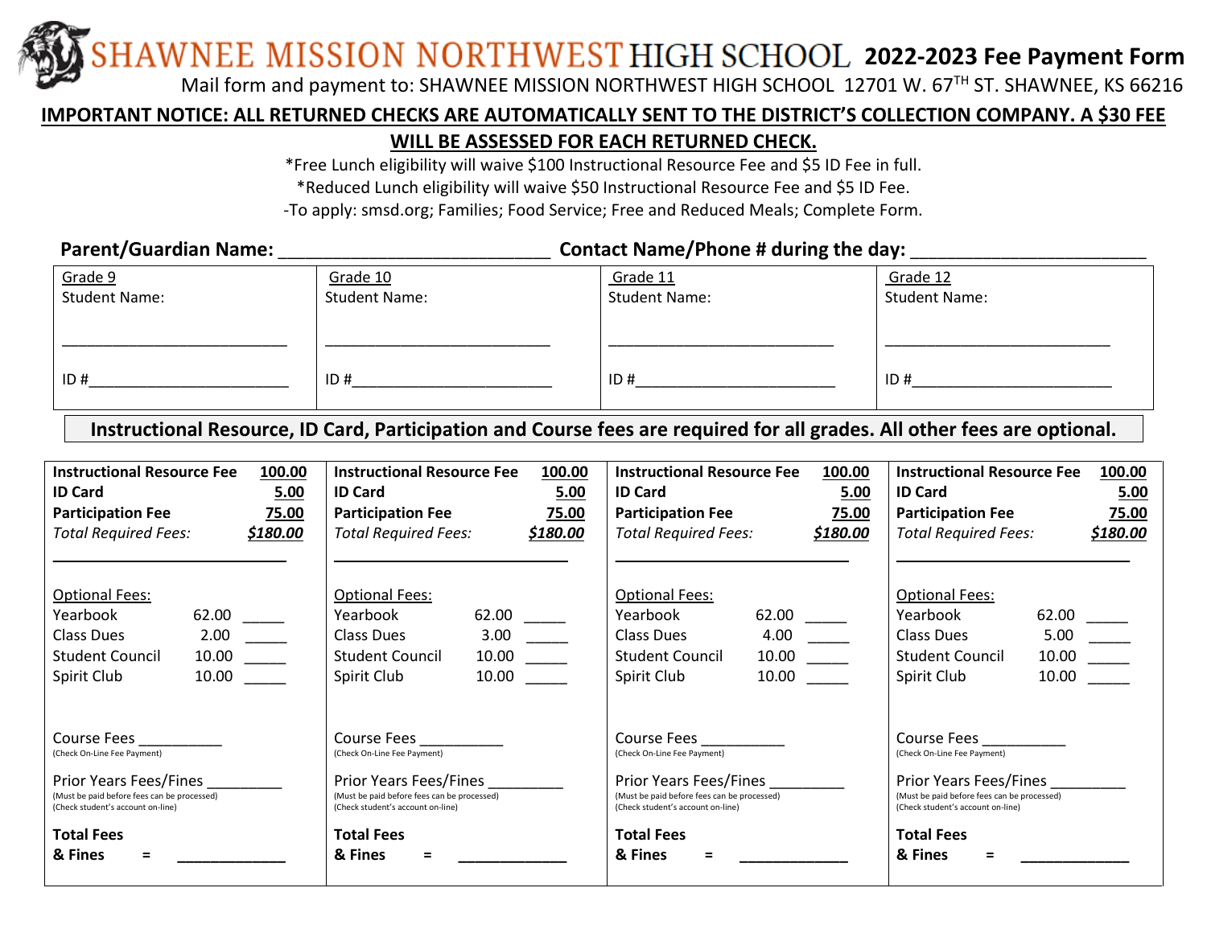# SHAWNEE MISSION NORTHWEST HIGH SCHOOL 2022-2023 Fee Payment Form

Mail form and payment to: SHAWNEE MISSION NORTHWEST HIGH SCHOOL 12701 W. 67TH ST. SHAWNEE, KS 66216

**IMPORTANT NOTICE: ALL RETURNED CHECKS ARE AUTOMATICALLY SENT TO THE DISTRICT'S COLLECTION COMPANY. A $30 FEE WILL BE ASSESSED FOR EACH RETURNED CHECK.**

*Free Lunch eligibility will waive $100 Instructional Resource Fee and $5 ID Fee in full.

*Reduced Lunch eligibility will waive $50 Instructional Resource Fee and $5 ID Fee.

-To apply: smsd.org; Families; Food Service; Free and Reduced Meals; Complete Form.

**Parent/Guardian Name:** ___________________________ **Contact Name/Phone # during the day:** _______________________

| Grade 9 | Grade 10 | Grade 11 | Grade 12 |
|---|---|---|---|
| Student Name: ___________________________ | Student Name: ___________________________ | Student Name: ___________________________ | Student Name: ___________________________ |
| ID #_______________________ | ID #_______________________ | ID #_______________________ | ID #_______________________ |

**Instructional Resource, ID Card, Participation and Course fees are required for all grades. All other fees are optional.**

| Grade 9 | | Grade 10 | | Grade 11 | | Grade 12 | |
|---|---|---|---|---|---|---|---|
| **Instructional Resource Fee** | **100.00** | **Instructional Resource Fee** | **100.00** | **Instructional Resource Fee** | **100.00** | **Instructional Resource Fee** | **100.00** |
| **ID Card** | **5.00** | **ID Card** | **5.00** | **ID Card** | **5.00** | **ID Card** | **5.00** |
| **Participation Fee** | **75.00** | **Participation Fee** | **75.00** | **Participation Fee** | **75.00** | **Participation Fee** | **75.00** |
| *Total Required Fees:* | ***$180.00*** | *Total Required Fees:* | ***$180.00*** | *Total Required Fees:* | ***$180.00*** | *Total Required Fees:* | ***$180.00*** |
| Optional Fees: | | Optional Fees: | | Optional Fees: | | Optional Fees: | |
| Yearbook | 62.00 _____ | Yearbook | 62.00 _____ | Yearbook | 62.00 _____ | Yearbook | 62.00 _____ |
| Class Dues | 2.00 _____ | Class Dues | 3.00 _____ | Class Dues | 4.00 _____ | Class Dues | 5.00 _____ |
| Student Council | 10.00 _____ | Student Council | 10.00 _____ | Student Council | 10.00 _____ | Student Council | 10.00 _____ |
| Spirit Club | 10.00 _____ | Spirit Club | 10.00 _____ | Spirit Club | 10.00 _____ | Spirit Club | 10.00 _____ |
| Course Fees __________ (Check On-Line Fee Payment) | | Course Fees __________ (Check On-Line Fee Payment) | | Course Fees __________ (Check On-Line Fee Payment) | | Course Fees __________ (Check On-Line Fee Payment) | |
| Prior Years Fees/Fines _________ (Must be paid before fees can be processed) (Check student's account on-line) | | Prior Years Fees/Fines _________ (Must be paid before fees can be processed) (Check student's account on-line) | | Prior Years Fees/Fines _________ (Must be paid before fees can be processed) (Check student's account on-line) | | Prior Years Fees/Fines _________ (Must be paid before fees can be processed) (Check student's account on-line) | |
| **Total Fees & Fines =** | _____________ | **Total Fees & Fines =** | _____________ | **Total Fees & Fines =** | _____________ | **Total Fees & Fines =** | _____________ |